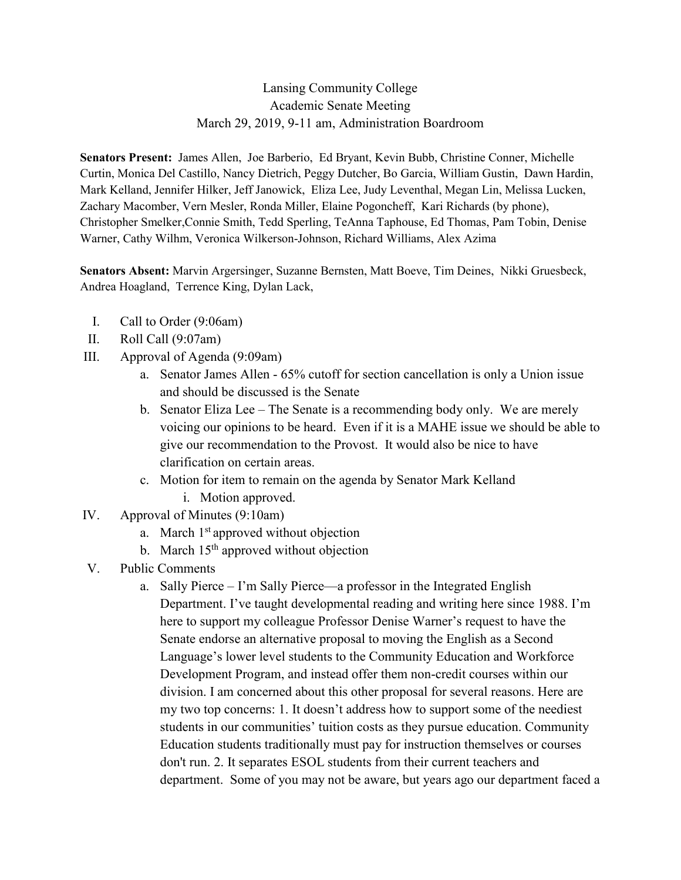Lansing Community College
Academic Senate Meeting
March 29, 2019, 9-11 am, Administration Boardroom

**Senators Present:** James Allen, Joe Barberio, Ed Bryant, Kevin Bubb, Christine Conner, Michelle Curtin, Monica Del Castillo, Nancy Dietrich, Peggy Dutcher, Bo Garcia, William Gustin, Dawn Hardin, Mark Kelland, Jennifer Hilker, Jeff Janowick, Eliza Lee, Judy Leventhal, Megan Lin, Melissa Lucken, Zachary Macomber, Vern Mesler, Ronda Miller, Elaine Pogoncheff, Kari Richards (by phone), Christopher Smelker,Connie Smith, Tedd Sperling, TeAnna Taphouse, Ed Thomas, Pam Tobin, Denise Warner, Cathy Wilhm, Veronica Wilkerson-Johnson, Richard Williams, Alex Azima

**Senators Absent:** Marvin Argersinger, Suzanne Bernsten, Matt Boeve, Tim Deines, Nikki Gruesbeck, Andrea Hoagland, Terrence King, Dylan Lack,

I. Call to Order (9:06am)
II. Roll Call (9:07am)
III. Approval of Agenda (9:09am)
    a. Senator James Allen - 65% cutoff for section cancellation is only a Union issue and should be discussed is the Senate
    b. Senator Eliza Lee – The Senate is a recommending body only. We are merely voicing our opinions to be heard. Even if it is a MAHE issue we should be able to give our recommendation to the Provost. It would also be nice to have clarification on certain areas.
    c. Motion for item to remain on the agenda by Senator Mark Kelland
        i. Motion approved.
IV. Approval of Minutes (9:10am)
    a. March 1st approved without objection
    b. March 15th approved without objection
V. Public Comments
    a. Sally Pierce – I'm Sally Pierce—a professor in the Integrated English Department. I've taught developmental reading and writing here since 1988. I'm here to support my colleague Professor Denise Warner's request to have the Senate endorse an alternative proposal to moving the English as a Second Language's lower level students to the Community Education and Workforce Development Program, and instead offer them non-credit courses within our division. I am concerned about this other proposal for several reasons. Here are my two top concerns: 1. It doesn't address how to support some of the neediest students in our communities' tuition costs as they pursue education. Community Education students traditionally must pay for instruction themselves or courses don't run. 2. It separates ESOL students from their current teachers and department. Some of you may not be aware, but years ago our department faced a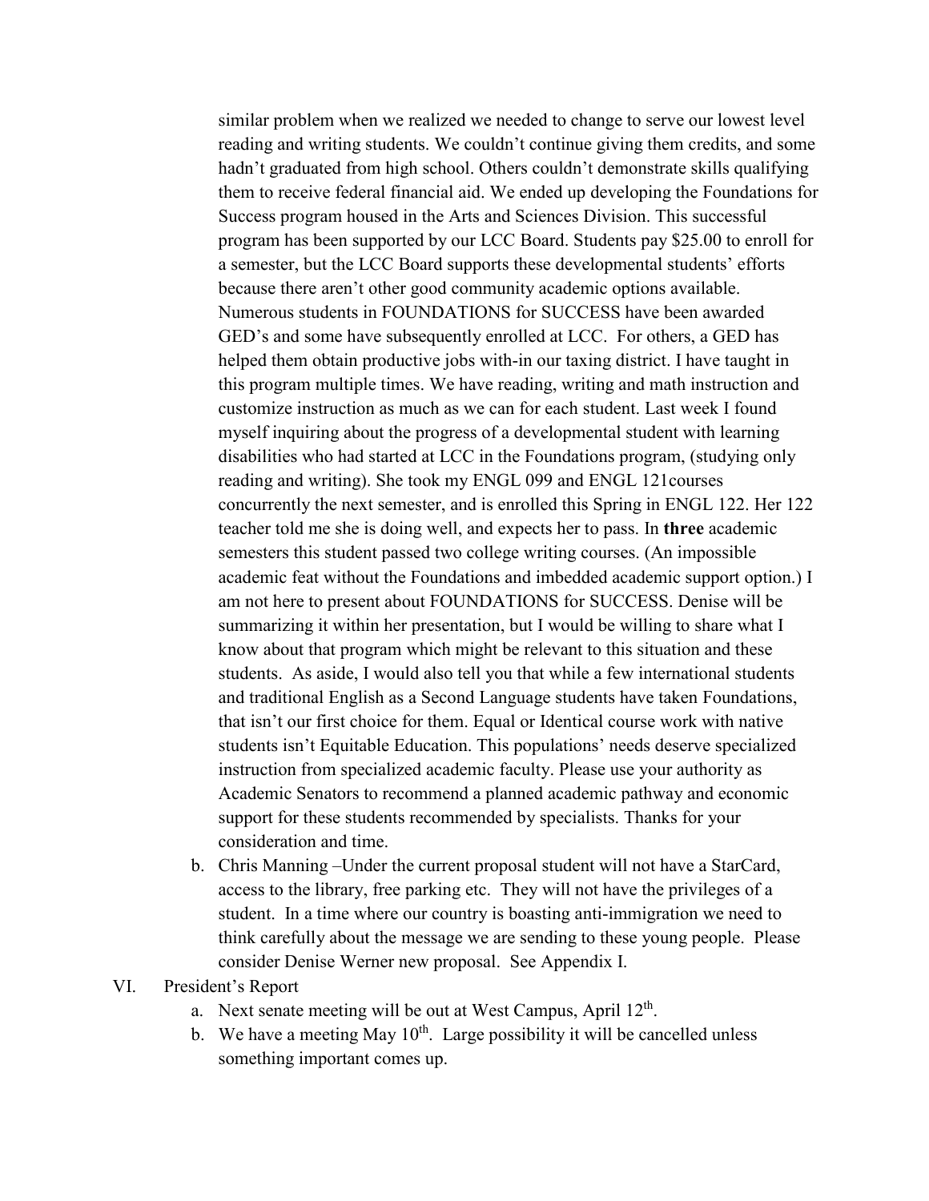similar problem when we realized we needed to change to serve our lowest level reading and writing students. We couldn't continue giving them credits, and some hadn't graduated from high school. Others couldn't demonstrate skills qualifying them to receive federal financial aid. We ended up developing the Foundations for Success program housed in the Arts and Sciences Division. This successful program has been supported by our LCC Board. Students pay $25.00 to enroll for a semester, but the LCC Board supports these developmental students' efforts because there aren't other good community academic options available. Numerous students in FOUNDATIONS for SUCCESS have been awarded GED's and some have subsequently enrolled at LCC. For others, a GED has helped them obtain productive jobs with-in our taxing district. I have taught in this program multiple times. We have reading, writing and math instruction and customize instruction as much as we can for each student. Last week I found myself inquiring about the progress of a developmental student with learning disabilities who had started at LCC in the Foundations program, (studying only reading and writing). She took my ENGL 099 and ENGL 121courses concurrently the next semester, and is enrolled this Spring in ENGL 122. Her 122 teacher told me she is doing well, and expects her to pass. In **three** academic semesters this student passed two college writing courses. (An impossible academic feat without the Foundations and imbedded academic support option.) I am not here to present about FOUNDATIONS for SUCCESS. Denise will be summarizing it within her presentation, but I would be willing to share what I know about that program which might be relevant to this situation and these students. As aside, I would also tell you that while a few international students and traditional English as a Second Language students have taken Foundations, that isn't our first choice for them. Equal or Identical course work with native students isn't Equitable Education. This populations' needs deserve specialized instruction from specialized academic faculty. Please use your authority as Academic Senators to recommend a planned academic pathway and economic support for these students recommended by specialists. Thanks for your consideration and time.

   b. Chris Manning –Under the current proposal student will not have a StarCard, access to the library, free parking etc. They will not have the privileges of a student. In a time where our country is boasting anti-immigration we need to think carefully about the message we are sending to these young people. Please consider Denise Werner new proposal. See Appendix I.

VI. President's Report
   a. Next senate meeting will be out at West Campus, April 12th.
   b. We have a meeting May 10th. Large possibility it will be cancelled unless something important comes up.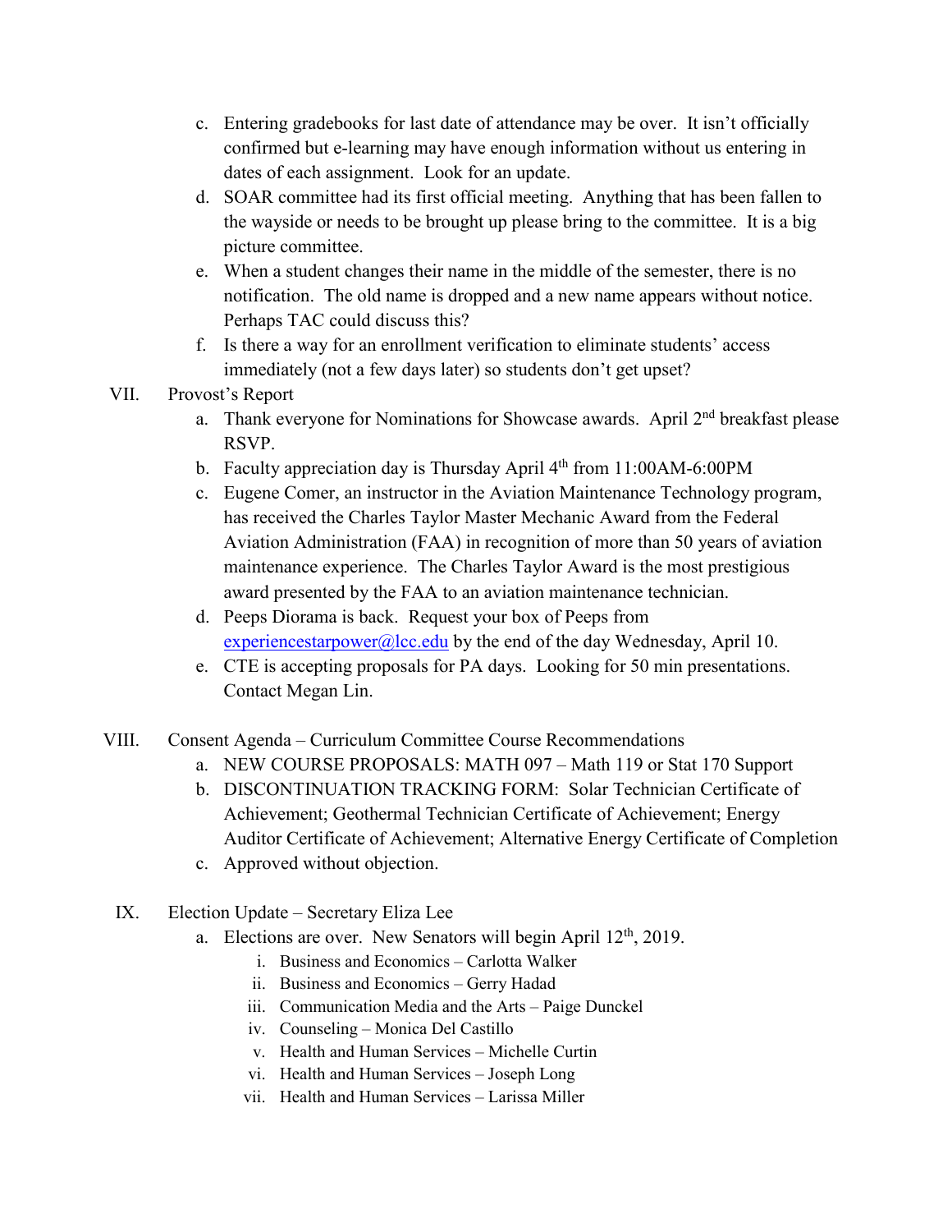c. Entering gradebooks for last date of attendance may be over. It isn't officially confirmed but e-learning may have enough information without us entering in dates of each assignment. Look for an update.
d. SOAR committee had its first official meeting. Anything that has been fallen to the wayside or needs to be brought up please bring to the committee. It is a big picture committee.
e. When a student changes their name in the middle of the semester, there is no notification. The old name is dropped and a new name appears without notice. Perhaps TAC could discuss this?
f. Is there a way for an enrollment verification to eliminate students' access immediately (not a few days later) so students don't get upset?

VII. Provost's Report
   a. Thank everyone for Nominations for Showcase awards. April 2nd breakfast please RSVP.
   b. Faculty appreciation day is Thursday April 4th from 11:00AM-6:00PM
   c. Eugene Comer, an instructor in the Aviation Maintenance Technology program, has received the Charles Taylor Master Mechanic Award from the Federal Aviation Administration (FAA) in recognition of more than 50 years of aviation maintenance experience. The Charles Taylor Award is the most prestigious award presented by the FAA to an aviation maintenance technician.
   d. Peeps Diorama is back. Request your box of Peeps from experiencestarpower@lcc.edu by the end of the day Wednesday, April 10.
   e. CTE is accepting proposals for PA days. Looking for 50 min presentations. Contact Megan Lin.

VIII. Consent Agenda – Curriculum Committee Course Recommendations
   a. NEW COURSE PROPOSALS: MATH 097 – Math 119 or Stat 170 Support
   b. DISCONTINUATION TRACKING FORM: Solar Technician Certificate of Achievement; Geothermal Technician Certificate of Achievement; Energy Auditor Certificate of Achievement; Alternative Energy Certificate of Completion
   c. Approved without objection.

IX. Election Update – Secretary Eliza Lee
   a. Elections are over. New Senators will begin April 12th, 2019.
      i. Business and Economics – Carlotta Walker
      ii. Business and Economics – Gerry Hadad
      iii. Communication Media and the Arts – Paige Dunckel
      iv. Counseling – Monica Del Castillo
      v. Health and Human Services – Michelle Curtin
      vi. Health and Human Services – Joseph Long
      vii. Health and Human Services – Larissa Miller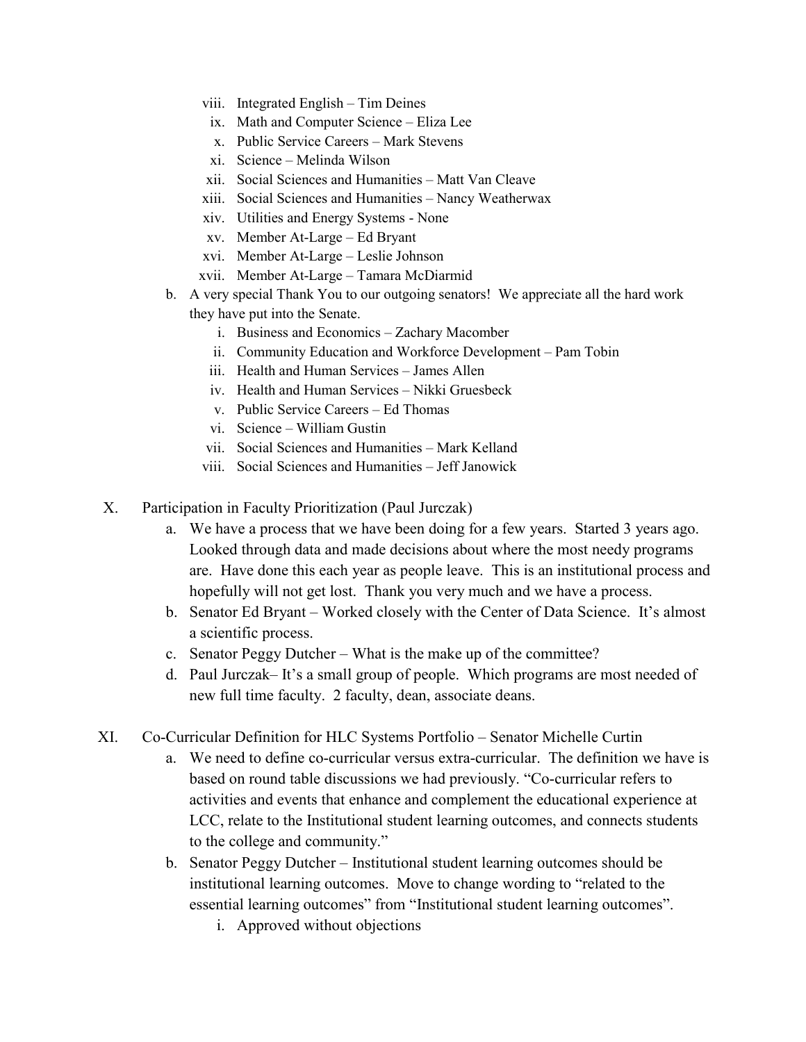viii. Integrated English – Tim Deines
ix. Math and Computer Science – Eliza Lee
x. Public Service Careers – Mark Stevens
xi. Science – Melinda Wilson
xii. Social Sciences and Humanities – Matt Van Cleave
xiii. Social Sciences and Humanities – Nancy Weatherwax
xiv. Utilities and Energy Systems - None
xv. Member At-Large – Ed Bryant
xvi. Member At-Large – Leslie Johnson
xvii. Member At-Large – Tamara McDiarmid

b. A very special Thank You to our outgoing senators! We appreciate all the hard work they have put into the Senate.
   i. Business and Economics – Zachary Macomber
   ii. Community Education and Workforce Development – Pam Tobin
   iii. Health and Human Services – James Allen
   iv. Health and Human Services – Nikki Gruesbeck
   v. Public Service Careers – Ed Thomas
   vi. Science – William Gustin
   vii. Social Sciences and Humanities – Mark Kelland
   viii. Social Sciences and Humanities – Jeff Janowick

X. Participation in Faculty Prioritization (Paul Jurczak)
   a. We have a process that we have been doing for a few years. Started 3 years ago. Looked through data and made decisions about where the most needy programs are. Have done this each year as people leave. This is an institutional process and hopefully will not get lost. Thank you very much and we have a process.
   b. Senator Ed Bryant – Worked closely with the Center of Data Science. It's almost a scientific process.
   c. Senator Peggy Dutcher – What is the make up of the committee?
   d. Paul Jurczak– It's a small group of people. Which programs are most needed of new full time faculty. 2 faculty, dean, associate deans.

XI. Co-Curricular Definition for HLC Systems Portfolio – Senator Michelle Curtin
   a. We need to define co-curricular versus extra-curricular. The definition we have is based on round table discussions we had previously. "Co-curricular refers to activities and events that enhance and complement the educational experience at LCC, relate to the Institutional student learning outcomes, and connects students to the college and community."
   b. Senator Peggy Dutcher – Institutional student learning outcomes should be institutional learning outcomes. Move to change wording to "related to the essential learning outcomes" from "Institutional student learning outcomes".
      i. Approved without objections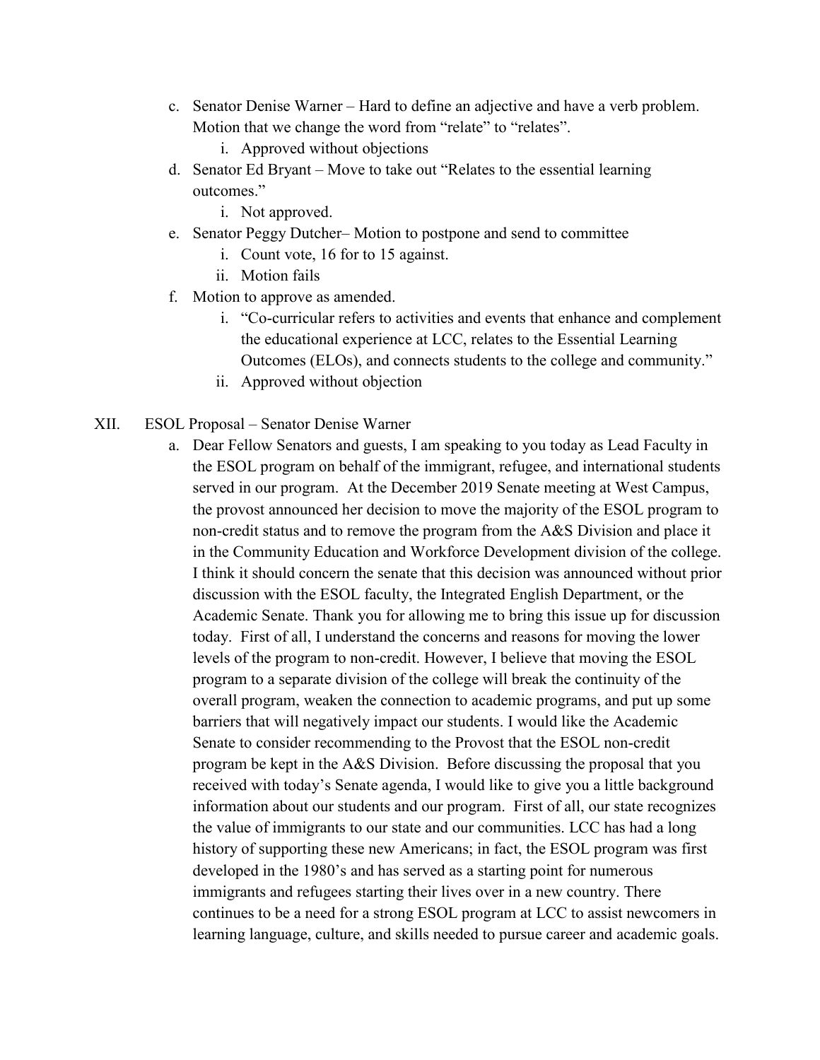c. Senator Denise Warner – Hard to define an adjective and have a verb problem. Motion that we change the word from "relate" to "relates".
    i. Approved without objections
d. Senator Ed Bryant – Move to take out "Relates to the essential learning outcomes."
    i. Not approved.
e. Senator Peggy Dutcher– Motion to postpone and send to committee
    i. Count vote, 16 for to 15 against.
    ii. Motion fails
f. Motion to approve as amended.
    i. "Co-curricular refers to activities and events that enhance and complement the educational experience at LCC, relates to the Essential Learning Outcomes (ELOs), and connects students to the college and community."
    ii. Approved without objection

XII. ESOL Proposal – Senator Denise Warner

a. Dear Fellow Senators and guests, I am speaking to you today as Lead Faculty in the ESOL program on behalf of the immigrant, refugee, and international students served in our program. At the December 2019 Senate meeting at West Campus, the provost announced her decision to move the majority of the ESOL program to non-credit status and to remove the program from the A&S Division and place it in the Community Education and Workforce Development division of the college. I think it should concern the senate that this decision was announced without prior discussion with the ESOL faculty, the Integrated English Department, or the Academic Senate. Thank you for allowing me to bring this issue up for discussion today. First of all, I understand the concerns and reasons for moving the lower levels of the program to non-credit. However, I believe that moving the ESOL program to a separate division of the college will break the continuity of the overall program, weaken the connection to academic programs, and put up some barriers that will negatively impact our students. I would like the Academic Senate to consider recommending to the Provost that the ESOL non-credit program be kept in the A&S Division. Before discussing the proposal that you received with today's Senate agenda, I would like to give you a little background information about our students and our program. First of all, our state recognizes the value of immigrants to our state and our communities. LCC has had a long history of supporting these new Americans; in fact, the ESOL program was first developed in the 1980's and has served as a starting point for numerous immigrants and refugees starting their lives over in a new country. There continues to be a need for a strong ESOL program at LCC to assist newcomers in learning language, culture, and skills needed to pursue career and academic goals.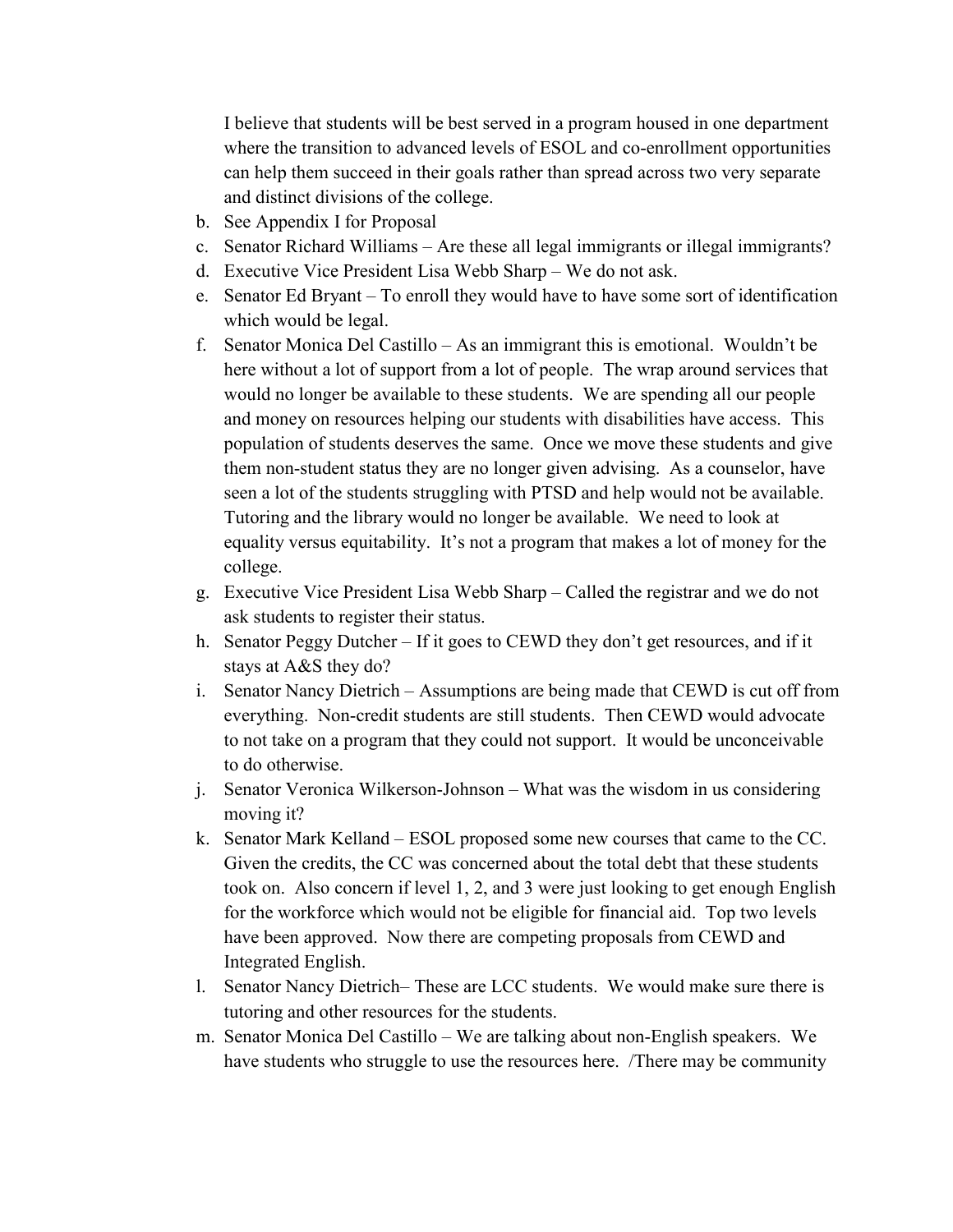I believe that students will be best served in a program housed in one department where the transition to advanced levels of ESOL and co-enrollment opportunities can help them succeed in their goals rather than spread across two very separate and distinct divisions of the college.

b. See Appendix I for Proposal
c. Senator Richard Williams – Are these all legal immigrants or illegal immigrants?
d. Executive Vice President Lisa Webb Sharp – We do not ask.
e. Senator Ed Bryant – To enroll they would have to have some sort of identification which would be legal.
f. Senator Monica Del Castillo – As an immigrant this is emotional. Wouldn't be here without a lot of support from a lot of people. The wrap around services that would no longer be available to these students. We are spending all our people and money on resources helping our students with disabilities have access. This population of students deserves the same. Once we move these students and give them non-student status they are no longer given advising. As a counselor, have seen a lot of the students struggling with PTSD and help would not be available. Tutoring and the library would no longer be available. We need to look at equality versus equitability. It's not a program that makes a lot of money for the college.
g. Executive Vice President Lisa Webb Sharp – Called the registrar and we do not ask students to register their status.
h. Senator Peggy Dutcher – If it goes to CEWD they don't get resources, and if it stays at A&S they do?
i. Senator Nancy Dietrich – Assumptions are being made that CEWD is cut off from everything. Non-credit students are still students. Then CEWD would advocate to not take on a program that they could not support. It would be unconceivable to do otherwise.
j. Senator Veronica Wilkerson-Johnson – What was the wisdom in us considering moving it?
k. Senator Mark Kelland – ESOL proposed some new courses that came to the CC. Given the credits, the CC was concerned about the total debt that these students took on. Also concern if level 1, 2, and 3 were just looking to get enough English for the workforce which would not be eligible for financial aid. Top two levels have been approved. Now there are competing proposals from CEWD and Integrated English.
l. Senator Nancy Dietrich– These are LCC students. We would make sure there is tutoring and other resources for the students.
m. Senator Monica Del Castillo – We are talking about non-English speakers. We have students who struggle to use the resources here. /There may be community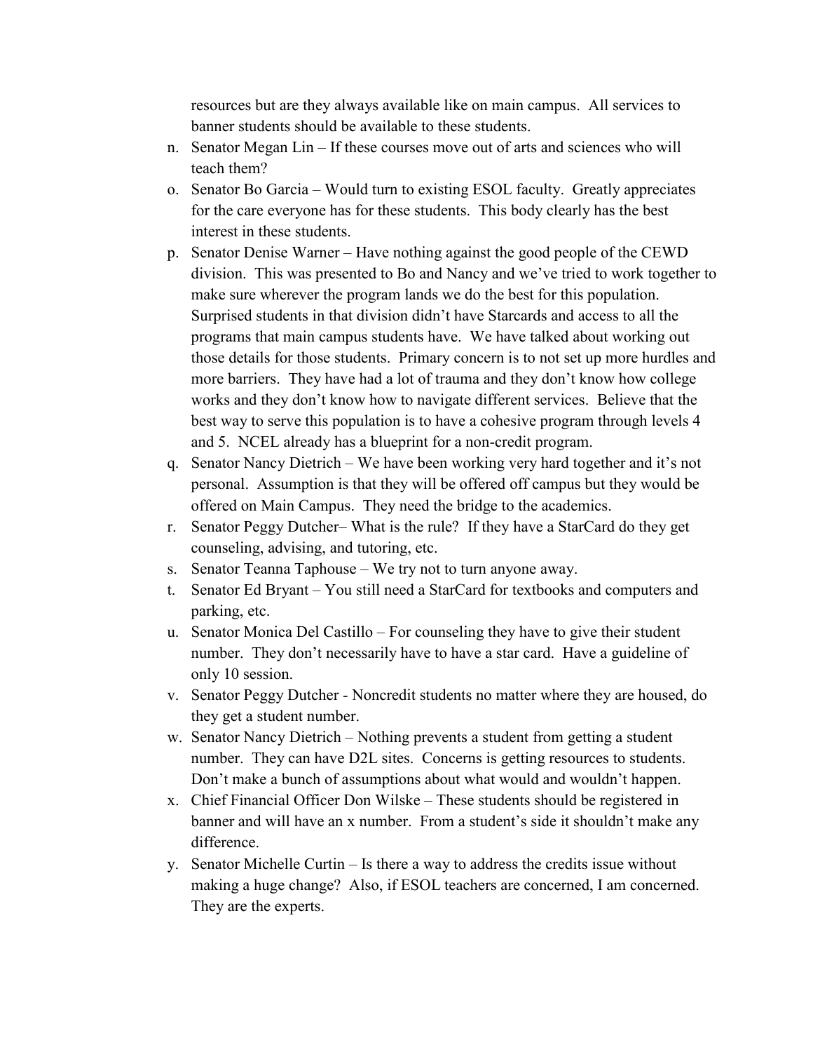resources but are they always available like on main campus. All services to banner students should be available to these students.

n. Senator Megan Lin – If these courses move out of arts and sciences who will teach them?
o. Senator Bo Garcia – Would turn to existing ESOL faculty. Greatly appreciates for the care everyone has for these students. This body clearly has the best interest in these students.
p. Senator Denise Warner – Have nothing against the good people of the CEWD division. This was presented to Bo and Nancy and we've tried to work together to make sure wherever the program lands we do the best for this population. Surprised students in that division didn't have Starcards and access to all the programs that main campus students have. We have talked about working out those details for those students. Primary concern is to not set up more hurdles and more barriers. They have had a lot of trauma and they don't know how college works and they don't know how to navigate different services. Believe that the best way to serve this population is to have a cohesive program through levels 4 and 5. NCEL already has a blueprint for a non-credit program.
q. Senator Nancy Dietrich – We have been working very hard together and it's not personal. Assumption is that they will be offered off campus but they would be offered on Main Campus. They need the bridge to the academics.
r. Senator Peggy Dutcher– What is the rule? If they have a StarCard do they get counseling, advising, and tutoring, etc.
s. Senator Teanna Taphouse – We try not to turn anyone away.
t. Senator Ed Bryant – You still need a StarCard for textbooks and computers and parking, etc.
u. Senator Monica Del Castillo – For counseling they have to give their student number. They don't necessarily have to have a star card. Have a guideline of only 10 session.
v. Senator Peggy Dutcher - Noncredit students no matter where they are housed, do they get a student number.
w. Senator Nancy Dietrich – Nothing prevents a student from getting a student number. They can have D2L sites. Concerns is getting resources to students. Don't make a bunch of assumptions about what would and wouldn't happen.
x. Chief Financial Officer Don Wilske – These students should be registered in banner and will have an x number. From a student's side it shouldn't make any difference.
y. Senator Michelle Curtin – Is there a way to address the credits issue without making a huge change? Also, if ESOL teachers are concerned, I am concerned. They are the experts.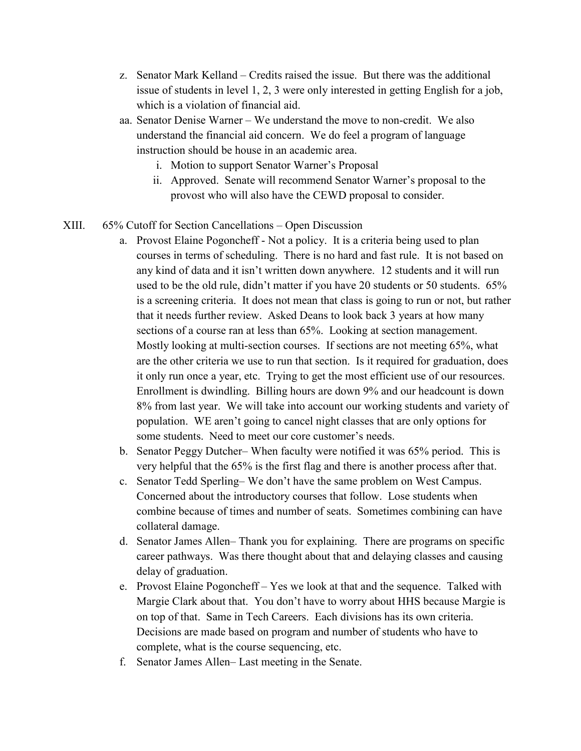z. Senator Mark Kelland – Credits raised the issue. But there was the additional issue of students in level 1, 2, 3 were only interested in getting English for a job, which is a violation of financial aid.

aa. Senator Denise Warner – We understand the move to non-credit. We also understand the financial aid concern. We do feel a program of language instruction should be house in an academic area.

   i. Motion to support Senator Warner's Proposal
   ii. Approved. Senate will recommend Senator Warner's proposal to the provost who will also have the CEWD proposal to consider.

XIII. 65% Cutoff for Section Cancellations – Open Discussion

a. Provost Elaine Pogoncheff - Not a policy. It is a criteria being used to plan courses in terms of scheduling. There is no hard and fast rule. It is not based on any kind of data and it isn't written down anywhere. 12 students and it will run used to be the old rule, didn't matter if you have 20 students or 50 students. 65% is a screening criteria. It does not mean that class is going to run or not, but rather that it needs further review. Asked Deans to look back 3 years at how many sections of a course ran at less than 65%. Looking at section management. Mostly looking at multi-section courses. If sections are not meeting 65%, what are the other criteria we use to run that section. Is it required for graduation, does it only run once a year, etc. Trying to get the most efficient use of our resources. Enrollment is dwindling. Billing hours are down 9% and our headcount is down 8% from last year. We will take into account our working students and variety of population. WE aren't going to cancel night classes that are only options for some students. Need to meet our core customer's needs.

b. Senator Peggy Dutcher– When faculty were notified it was 65% period. This is very helpful that the 65% is the first flag and there is another process after that.

c. Senator Tedd Sperling– We don't have the same problem on West Campus. Concerned about the introductory courses that follow. Lose students when combine because of times and number of seats. Sometimes combining can have collateral damage.

d. Senator James Allen– Thank you for explaining. There are programs on specific career pathways. Was there thought about that and delaying classes and causing delay of graduation.

e. Provost Elaine Pogoncheff – Yes we look at that and the sequence. Talked with Margie Clark about that. You don't have to worry about HHS because Margie is on top of that. Same in Tech Careers. Each divisions has its own criteria. Decisions are made based on program and number of students who have to complete, what is the course sequencing, etc.

f. Senator James Allen– Last meeting in the Senate.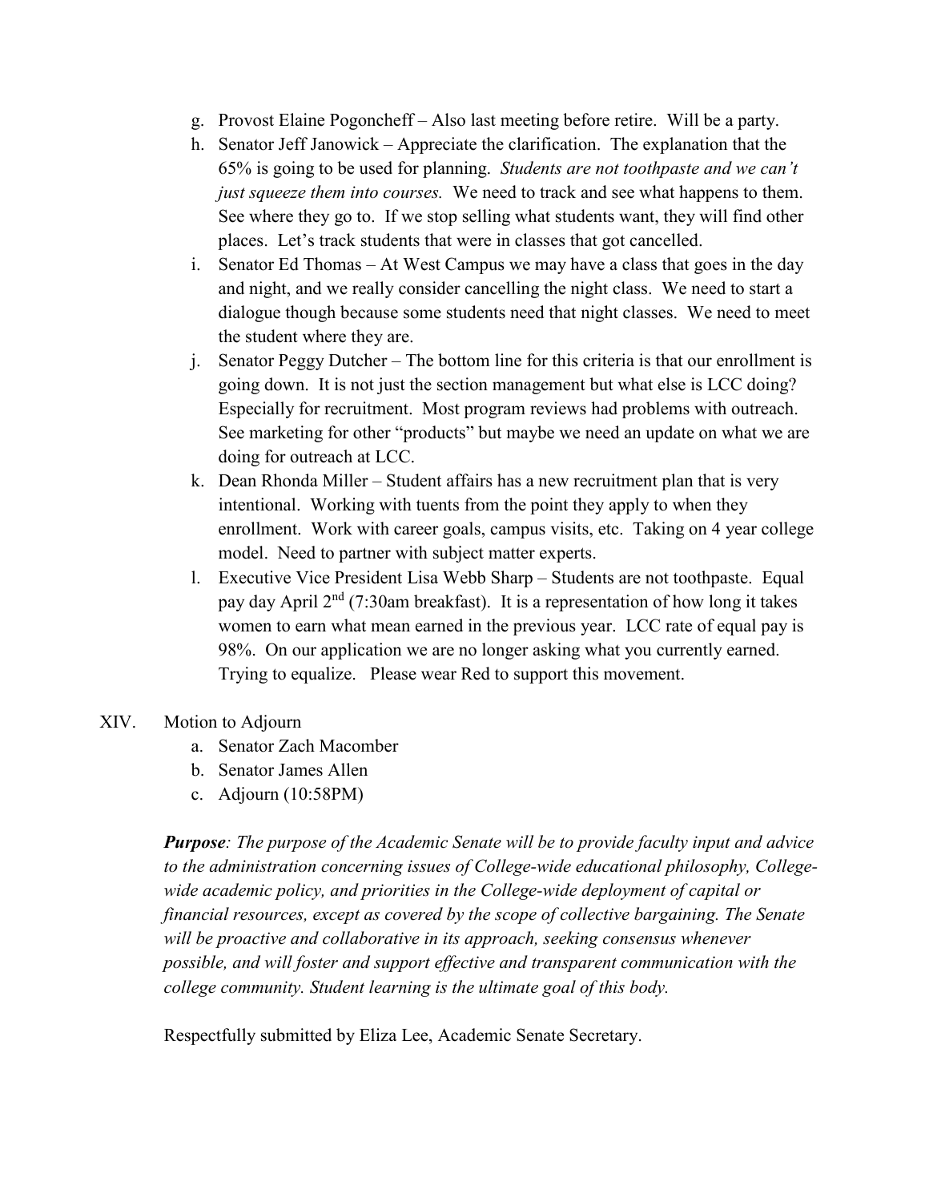g. Provost Elaine Pogoncheff – Also last meeting before retire. Will be a party.

h. Senator Jeff Janowick – Appreciate the clarification. The explanation that the 65% is going to be used for planning. *Students are not toothpaste and we can't just squeeze them into courses.* We need to track and see what happens to them. See where they go to. If we stop selling what students want, they will find other places. Let's track students that were in classes that got cancelled.

i. Senator Ed Thomas – At West Campus we may have a class that goes in the day and night, and we really consider cancelling the night class. We need to start a dialogue though because some students need that night classes. We need to meet the student where they are.

j. Senator Peggy Dutcher – The bottom line for this criteria is that our enrollment is going down. It is not just the section management but what else is LCC doing? Especially for recruitment. Most program reviews had problems with outreach. See marketing for other "products" but maybe we need an update on what we are doing for outreach at LCC.

k. Dean Rhonda Miller – Student affairs has a new recruitment plan that is very intentional. Working with tuents from the point they apply to when they enrollment. Work with career goals, campus visits, etc. Taking on 4 year college model. Need to partner with subject matter experts.

l. Executive Vice President Lisa Webb Sharp – Students are not toothpaste. Equal pay day April 2nd (7:30am breakfast). It is a representation of how long it takes women to earn what mean earned in the previous year. LCC rate of equal pay is 98%. On our application we are no longer asking what you currently earned. Trying to equalize. Please wear Red to support this movement.

XIV. Motion to Adjourn

a. Senator Zach Macomber

b. Senator James Allen

c. Adjourn (10:58PM)

***Purpose****: The purpose of the Academic Senate will be to provide faculty input and advice to the administration concerning issues of College-wide educational philosophy, College-wide academic policy, and priorities in the College-wide deployment of capital or financial resources, except as covered by the scope of collective bargaining. The Senate will be proactive and collaborative in its approach, seeking consensus whenever possible, and will foster and support effective and transparent communication with the college community. Student learning is the ultimate goal of this body.*

Respectfully submitted by Eliza Lee, Academic Senate Secretary.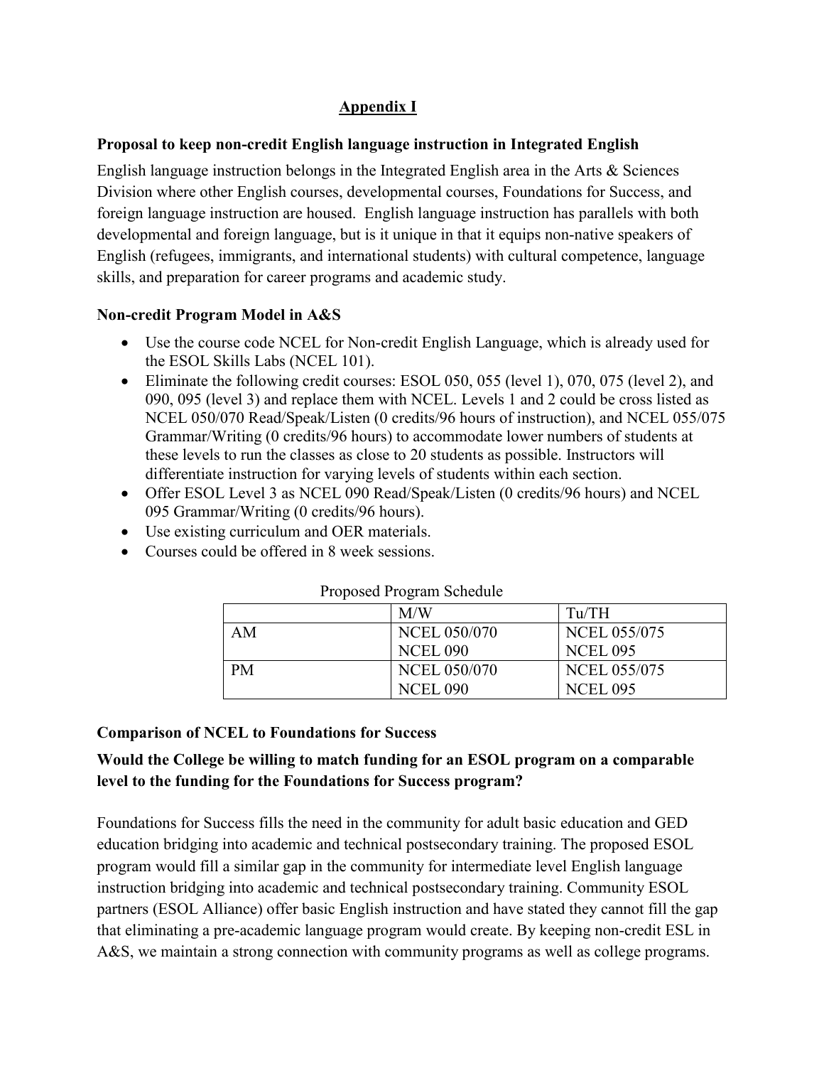## Appendix I

**Proposal to keep non-credit English language instruction in Integrated English**

English language instruction belongs in the Integrated English area in the Arts & Sciences Division where other English courses, developmental courses, Foundations for Success, and foreign language instruction are housed. English language instruction has parallels with both developmental and foreign language, but is it unique in that it equips non-native speakers of English (refugees, immigrants, and international students) with cultural competence, language skills, and preparation for career programs and academic study.

**Non-credit Program Model in A&S**

- Use the course code NCEL for Non-credit English Language, which is already used for the ESOL Skills Labs (NCEL 101).
- Eliminate the following credit courses: ESOL 050, 055 (level 1), 070, 075 (level 2), and 090, 095 (level 3) and replace them with NCEL. Levels 1 and 2 could be cross listed as NCEL 050/070 Read/Speak/Listen (0 credits/96 hours of instruction), and NCEL 055/075 Grammar/Writing (0 credits/96 hours) to accommodate lower numbers of students at these levels to run the classes as close to 20 students as possible. Instructors will differentiate instruction for varying levels of students within each section.
- Offer ESOL Level 3 as NCEL 090 Read/Speak/Listen (0 credits/96 hours) and NCEL 095 Grammar/Writing (0 credits/96 hours).
- Use existing curriculum and OER materials.
- Courses could be offered in 8 week sessions.

Proposed Program Schedule

| | M/W | Tu/TH |
|---|---|---|
| AM | NCEL 050/070<br>NCEL 090 | NCEL 055/075<br>NCEL 095 |
| PM | NCEL 050/070<br>NCEL 090 | NCEL 055/075<br>NCEL 095 |

**Comparison of NCEL to Foundations for Success**

**Would the College be willing to match funding for an ESOL program on a comparable level to the funding for the Foundations for Success program?**

Foundations for Success fills the need in the community for adult basic education and GED education bridging into academic and technical postsecondary training. The proposed ESOL program would fill a similar gap in the community for intermediate level English language instruction bridging into academic and technical postsecondary training. Community ESOL partners (ESOL Alliance) offer basic English instruction and have stated they cannot fill the gap that eliminating a pre-academic language program would create. By keeping non-credit ESL in A&S, we maintain a strong connection with community programs as well as college programs.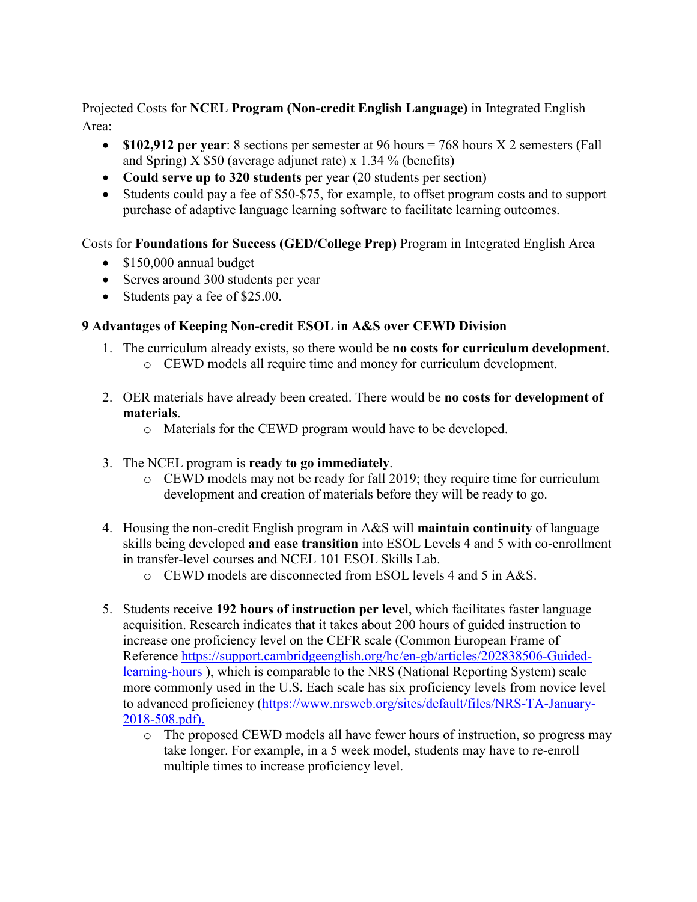Projected Costs for **NCEL Program (Non-credit English Language)** in Integrated English Area:

- **$102,912 per year**: 8 sections per semester at 96 hours = 768 hours X 2 semesters (Fall and Spring) X $50 (average adjunct rate) x 1.34 % (benefits)
- **Could serve up to 320 students** per year (20 students per section)
- Students could pay a fee of $50-$75, for example, to offset program costs and to support purchase of adaptive language learning software to facilitate learning outcomes.

Costs for **Foundations for Success (GED/College Prep)** Program in Integrated English Area

- $150,000 annual budget
- Serves around 300 students per year
- Students pay a fee of $25.00.

**9 Advantages of Keeping Non-credit ESOL in A&S over CEWD Division**

1. The curriculum already exists, so there would be **no costs for curriculum development**.
   - CEWD models all require time and money for curriculum development.

2. OER materials have already been created. There would be **no costs for development of materials**.
   - Materials for the CEWD program would have to be developed.

3. The NCEL program is **ready to go immediately**.
   - CEWD models may not be ready for fall 2019; they require time for curriculum development and creation of materials before they will be ready to go.

4. Housing the non-credit English program in A&S will **maintain continuity** of language skills being developed **and ease transition** into ESOL Levels 4 and 5 with co-enrollment in transfer-level courses and NCEL 101 ESOL Skills Lab.
   - CEWD models are disconnected from ESOL levels 4 and 5 in A&S.

5. Students receive **192 hours of instruction per level**, which facilitates faster language acquisition. Research indicates that it takes about 200 hours of guided instruction to increase one proficiency level on the CEFR scale (Common European Frame of Reference [https://support.cambridgeenglish.org/hc/en-gb/articles/202838506-Guided-learning-hours](https://support.cambridgeenglish.org/hc/en-gb/articles/202838506-Guided-learning-hours) ), which is comparable to the NRS (National Reporting System) scale more commonly used in the U.S. Each scale has six proficiency levels from novice level to advanced proficiency ([https://www.nrsweb.org/sites/default/files/NRS-TA-January-2018-508.pdf](https://www.nrsweb.org/sites/default/files/NRS-TA-January-2018-508.pdf)).
   - The proposed CEWD models all have fewer hours of instruction, so progress may take longer. For example, in a 5 week model, students may have to re-enroll multiple times to increase proficiency level.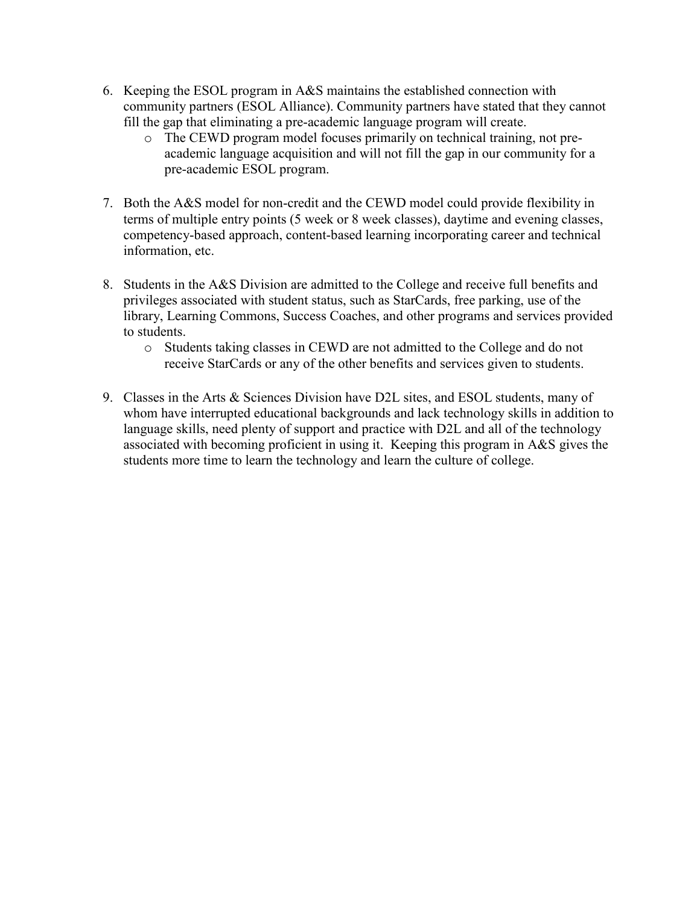6. Keeping the ESOL program in A&S maintains the established connection with community partners (ESOL Alliance). Community partners have stated that they cannot fill the gap that eliminating a pre-academic language program will create.
   - The CEWD program model focuses primarily on technical training, not pre-academic language acquisition and will not fill the gap in our community for a pre-academic ESOL program.

7. Both the A&S model for non-credit and the CEWD model could provide flexibility in terms of multiple entry points (5 week or 8 week classes), daytime and evening classes, competency-based approach, content-based learning incorporating career and technical information, etc.

8. Students in the A&S Division are admitted to the College and receive full benefits and privileges associated with student status, such as StarCards, free parking, use of the library, Learning Commons, Success Coaches, and other programs and services provided to students.
   - Students taking classes in CEWD are not admitted to the College and do not receive StarCards or any of the other benefits and services given to students.

9. Classes in the Arts & Sciences Division have D2L sites, and ESOL students, many of whom have interrupted educational backgrounds and lack technology skills in addition to language skills, need plenty of support and practice with D2L and all of the technology associated with becoming proficient in using it. Keeping this program in A&S gives the students more time to learn the technology and learn the culture of college.